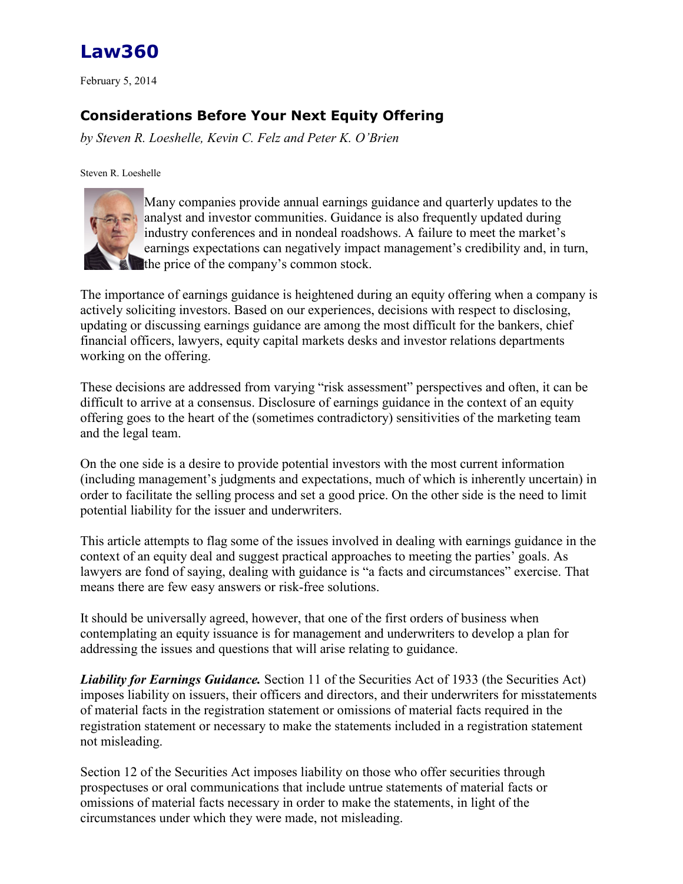# Law360

February 5, 2014

## Considerations Before Your Next Equity Offering

*by Steven R. Loeshelle, Kevin C. Felz and Peter K. O'Brien*

Steven R. Loeshelle

Many companies provide annual earnings guidance and quarterly updates to the analyst and investor communities. Guidance is also frequently updated during industry conferences and in nondeal roadshows. A failure to meet the market's earnings expectations can negatively impact management's credibility and, in turn, the price of the company's common stock.

The importance of earnings guidance is heightened during an equity offering when a company is actively soliciting investors. Based on our experiences, decisions with respect to disclosing, updating or discussing earnings guidance are among the most difficult for the bankers, chief financial officers, lawyers, equity capital markets desks and investor relations departments working on the offering.

These decisions are addressed from varying "risk assessment" perspectives and often, it can be difficult to arrive at a consensus. Disclosure of earnings guidance in the context of an equity offering goes to the heart of the (sometimes contradictory) sensitivities of the marketing team and the legal team.

On the one side is a desire to provide potential investors with the most current information (including management's judgments and expectations, much of which is inherently uncertain) in order to facilitate the selling process and set a good price. On the other side is the need to limit potential liability for the issuer and underwriters.

This article attempts to flag some of the issues involved in dealing with earnings guidance in the context of an equity deal and suggest practical approaches to meeting the parties' goals. As lawyers are fond of saying, dealing with guidance is "a facts and circumstances" exercise. That means there are few easy answers or risk-free solutions.

It should be universally agreed, however, that one of the first orders of business when contemplating an equity issuance is for management and underwriters to develop a plan for addressing the issues and questions that will arise relating to guidance.

***Liability for Earnings Guidance.*** Section 11 of the Securities Act of 1933 (the Securities Act) imposes liability on issuers, their officers and directors, and their underwriters for misstatements of material facts in the registration statement or omissions of material facts required in the registration statement or necessary to make the statements included in a registration statement not misleading.

Section 12 of the Securities Act imposes liability on those who offer securities through prospectuses or oral communications that include untrue statements of material facts or omissions of material facts necessary in order to make the statements, in light of the circumstances under which they were made, not misleading.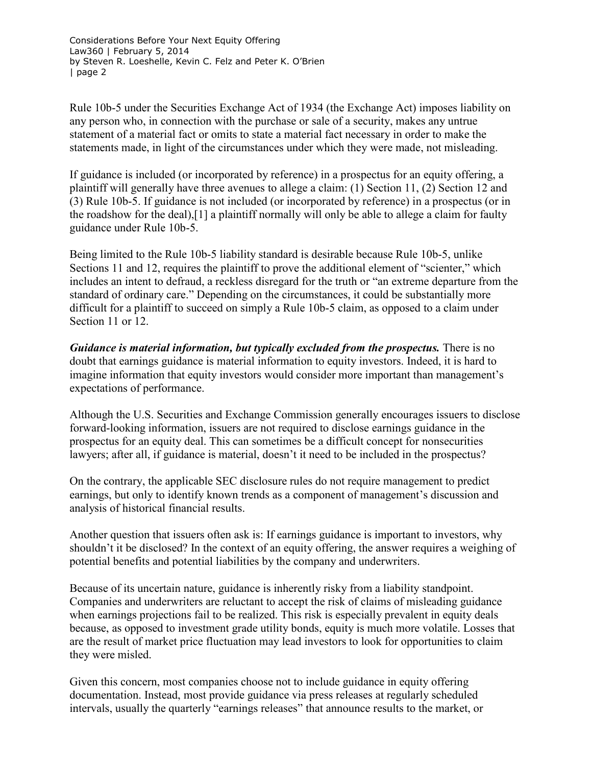Rule 10b-5 under the Securities Exchange Act of 1934 (the Exchange Act) imposes liability on any person who, in connection with the purchase or sale of a security, makes any untrue statement of a material fact or omits to state a material fact necessary in order to make the statements made, in light of the circumstances under which they were made, not misleading.

If guidance is included (or incorporated by reference) in a prospectus for an equity offering, a plaintiff will generally have three avenues to allege a claim: (1) Section 11, (2) Section 12 and (3) Rule 10b-5. If guidance is not included (or incorporated by reference) in a prospectus (or in the roadshow for the deal),[1] a plaintiff normally will only be able to allege a claim for faulty guidance under Rule 10b-5.

Being limited to the Rule 10b-5 liability standard is desirable because Rule 10b-5, unlike Sections 11 and 12, requires the plaintiff to prove the additional element of "scienter," which includes an intent to defraud, a reckless disregard for the truth or "an extreme departure from the standard of ordinary care." Depending on the circumstances, it could be substantially more difficult for a plaintiff to succeed on simply a Rule 10b-5 claim, as opposed to a claim under Section 11 or 12.

***Guidance is material information, but typically excluded from the prospectus.*** There is no doubt that earnings guidance is material information to equity investors. Indeed, it is hard to imagine information that equity investors would consider more important than management's expectations of performance.

Although the U.S. Securities and Exchange Commission generally encourages issuers to disclose forward-looking information, issuers are not required to disclose earnings guidance in the prospectus for an equity deal. This can sometimes be a difficult concept for nonsecurities lawyers; after all, if guidance is material, doesn't it need to be included in the prospectus?

On the contrary, the applicable SEC disclosure rules do not require management to predict earnings, but only to identify known trends as a component of management's discussion and analysis of historical financial results.

Another question that issuers often ask is: If earnings guidance is important to investors, why shouldn't it be disclosed? In the context of an equity offering, the answer requires a weighing of potential benefits and potential liabilities by the company and underwriters.

Because of its uncertain nature, guidance is inherently risky from a liability standpoint. Companies and underwriters are reluctant to accept the risk of claims of misleading guidance when earnings projections fail to be realized. This risk is especially prevalent in equity deals because, as opposed to investment grade utility bonds, equity is much more volatile. Losses that are the result of market price fluctuation may lead investors to look for opportunities to claim they were misled.

Given this concern, most companies choose not to include guidance in equity offering documentation. Instead, most provide guidance via press releases at regularly scheduled intervals, usually the quarterly "earnings releases" that announce results to the market, or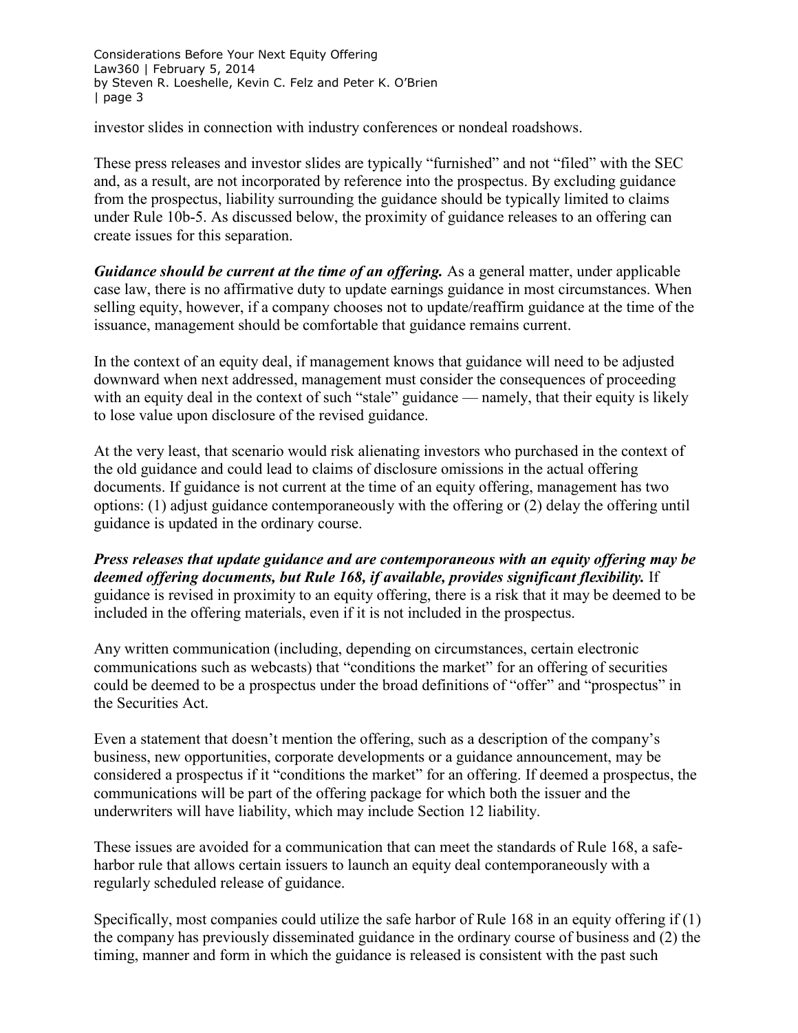investor slides in connection with industry conferences or nondeal roadshows.

These press releases and investor slides are typically "furnished" and not "filed" with the SEC and, as a result, are not incorporated by reference into the prospectus. By excluding guidance from the prospectus, liability surrounding the guidance should be typically limited to claims under Rule 10b-5. As discussed below, the proximity of guidance releases to an offering can create issues for this separation.

***Guidance should be current at the time of an offering.*** As a general matter, under applicable case law, there is no affirmative duty to update earnings guidance in most circumstances. When selling equity, however, if a company chooses not to update/reaffirm guidance at the time of the issuance, management should be comfortable that guidance remains current.

In the context of an equity deal, if management knows that guidance will need to be adjusted downward when next addressed, management must consider the consequences of proceeding with an equity deal in the context of such "stale" guidance — namely, that their equity is likely to lose value upon disclosure of the revised guidance.

At the very least, that scenario would risk alienating investors who purchased in the context of the old guidance and could lead to claims of disclosure omissions in the actual offering documents. If guidance is not current at the time of an equity offering, management has two options: (1) adjust guidance contemporaneously with the offering or (2) delay the offering until guidance is updated in the ordinary course.

***Press releases that update guidance and are contemporaneous with an equity offering may be deemed offering documents, but Rule 168, if available, provides significant flexibility.*** If guidance is revised in proximity to an equity offering, there is a risk that it may be deemed to be included in the offering materials, even if it is not included in the prospectus.

Any written communication (including, depending on circumstances, certain electronic communications such as webcasts) that "conditions the market" for an offering of securities could be deemed to be a prospectus under the broad definitions of "offer" and "prospectus" in the Securities Act.

Even a statement that doesn't mention the offering, such as a description of the company's business, new opportunities, corporate developments or a guidance announcement, may be considered a prospectus if it "conditions the market" for an offering. If deemed a prospectus, the communications will be part of the offering package for which both the issuer and the underwriters will have liability, which may include Section 12 liability.

These issues are avoided for a communication that can meet the standards of Rule 168, a safe-harbor rule that allows certain issuers to launch an equity deal contemporaneously with a regularly scheduled release of guidance.

Specifically, most companies could utilize the safe harbor of Rule 168 in an equity offering if (1) the company has previously disseminated guidance in the ordinary course of business and (2) the timing, manner and form in which the guidance is released is consistent with the past such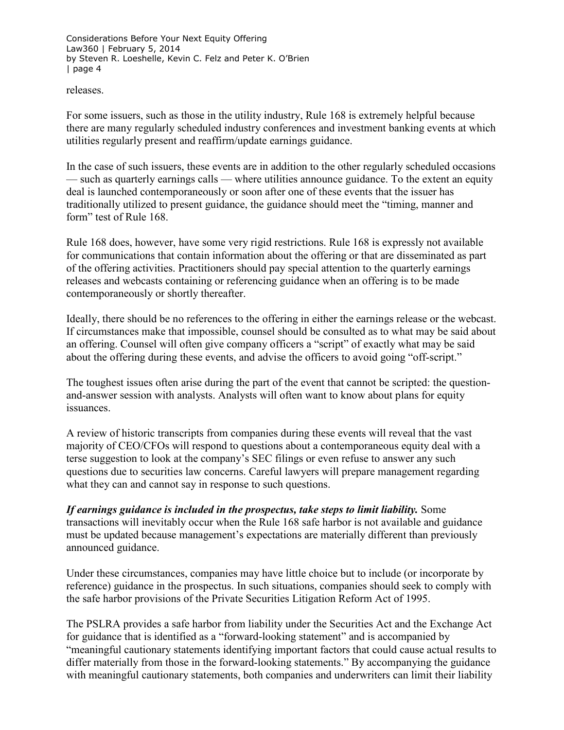releases.

For some issuers, such as those in the utility industry, Rule 168 is extremely helpful because there are many regularly scheduled industry conferences and investment banking events at which utilities regularly present and reaffirm/update earnings guidance.

In the case of such issuers, these events are in addition to the other regularly scheduled occasions — such as quarterly earnings calls — where utilities announce guidance. To the extent an equity deal is launched contemporaneously or soon after one of these events that the issuer has traditionally utilized to present guidance, the guidance should meet the "timing, manner and form" test of Rule 168.

Rule 168 does, however, have some very rigid restrictions. Rule 168 is expressly not available for communications that contain information about the offering or that are disseminated as part of the offering activities. Practitioners should pay special attention to the quarterly earnings releases and webcasts containing or referencing guidance when an offering is to be made contemporaneously or shortly thereafter.

Ideally, there should be no references to the offering in either the earnings release or the webcast. If circumstances make that impossible, counsel should be consulted as to what may be said about an offering. Counsel will often give company officers a "script" of exactly what may be said about the offering during these events, and advise the officers to avoid going "off-script."

The toughest issues often arise during the part of the event that cannot be scripted: the question-and-answer session with analysts. Analysts will often want to know about plans for equity issuances.

A review of historic transcripts from companies during these events will reveal that the vast majority of CEO/CFOs will respond to questions about a contemporaneous equity deal with a terse suggestion to look at the company's SEC filings or even refuse to answer any such questions due to securities law concerns. Careful lawyers will prepare management regarding what they can and cannot say in response to such questions.

***If earnings guidance is included in the prospectus, take steps to limit liability.*** Some transactions will inevitably occur when the Rule 168 safe harbor is not available and guidance must be updated because management's expectations are materially different than previously announced guidance.

Under these circumstances, companies may have little choice but to include (or incorporate by reference) guidance in the prospectus. In such situations, companies should seek to comply with the safe harbor provisions of the Private Securities Litigation Reform Act of 1995.

The PSLRA provides a safe harbor from liability under the Securities Act and the Exchange Act for guidance that is identified as a "forward-looking statement" and is accompanied by "meaningful cautionary statements identifying important factors that could cause actual results to differ materially from those in the forward-looking statements." By accompanying the guidance with meaningful cautionary statements, both companies and underwriters can limit their liability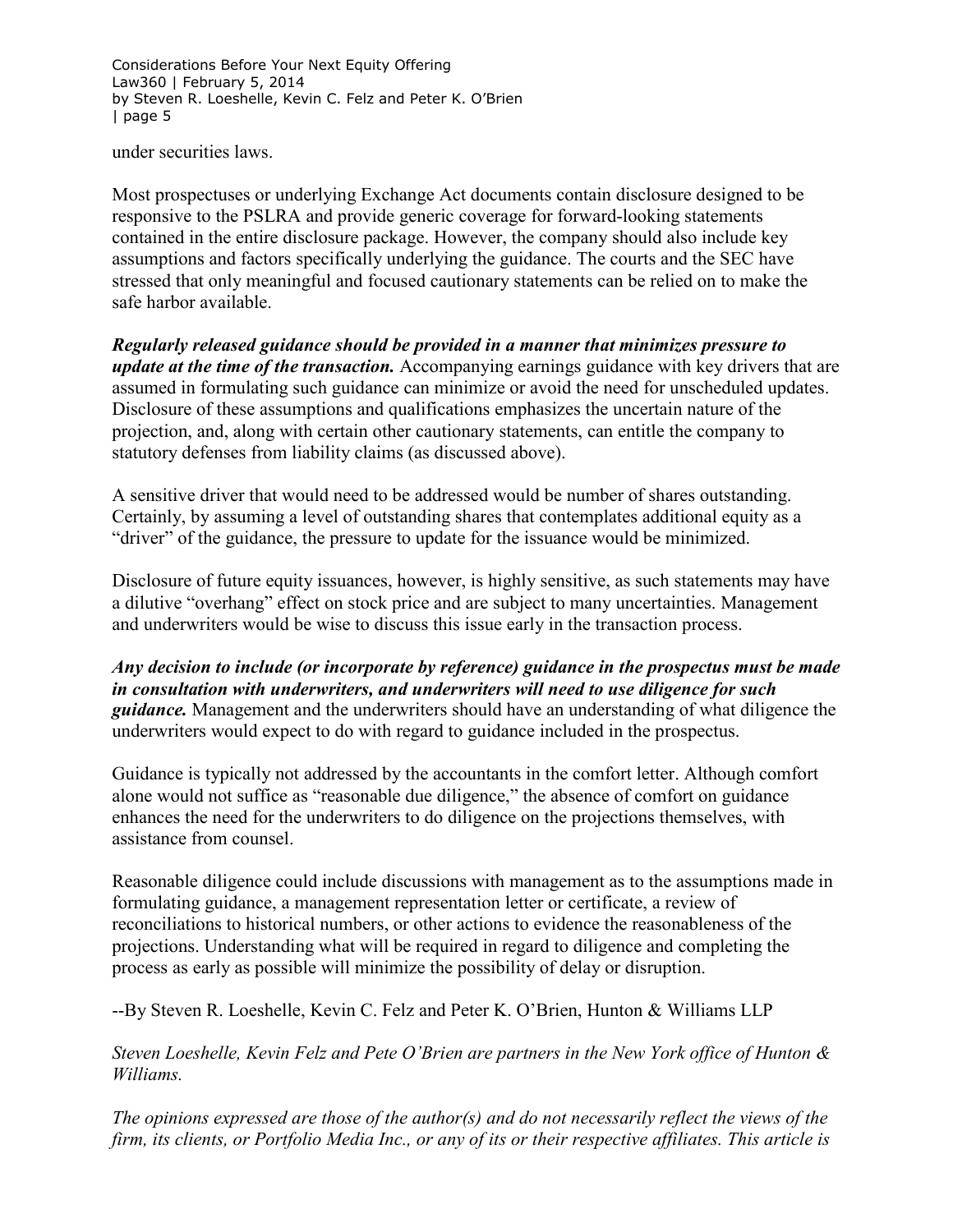under securities laws.

Most prospectuses or underlying Exchange Act documents contain disclosure designed to be responsive to the PSLRA and provide generic coverage for forward-looking statements contained in the entire disclosure package. However, the company should also include key assumptions and factors specifically underlying the guidance. The courts and the SEC have stressed that only meaningful and focused cautionary statements can be relied on to make the safe harbor available.

***Regularly released guidance should be provided in a manner that minimizes pressure to update at the time of the transaction.*** Accompanying earnings guidance with key drivers that are assumed in formulating such guidance can minimize or avoid the need for unscheduled updates. Disclosure of these assumptions and qualifications emphasizes the uncertain nature of the projection, and, along with certain other cautionary statements, can entitle the company to statutory defenses from liability claims (as discussed above).

A sensitive driver that would need to be addressed would be number of shares outstanding. Certainly, by assuming a level of outstanding shares that contemplates additional equity as a "driver" of the guidance, the pressure to update for the issuance would be minimized.

Disclosure of future equity issuances, however, is highly sensitive, as such statements may have a dilutive "overhang" effect on stock price and are subject to many uncertainties. Management and underwriters would be wise to discuss this issue early in the transaction process.

***Any decision to include (or incorporate by reference) guidance in the prospectus must be made in consultation with underwriters, and underwriters will need to use diligence for such guidance.*** Management and the underwriters should have an understanding of what diligence the underwriters would expect to do with regard to guidance included in the prospectus.

Guidance is typically not addressed by the accountants in the comfort letter. Although comfort alone would not suffice as "reasonable due diligence," the absence of comfort on guidance enhances the need for the underwriters to do diligence on the projections themselves, with assistance from counsel.

Reasonable diligence could include discussions with management as to the assumptions made in formulating guidance, a management representation letter or certificate, a review of reconciliations to historical numbers, or other actions to evidence the reasonableness of the projections. Understanding what will be required in regard to diligence and completing the process as early as possible will minimize the possibility of delay or disruption.

--By Steven R. Loeshelle, Kevin C. Felz and Peter K. O'Brien, Hunton & Williams LLP

*Steven Loeshelle, Kevin Felz and Pete O'Brien are partners in the New York office of Hunton & Williams.*

*The opinions expressed are those of the author(s) and do not necessarily reflect the views of the firm, its clients, or Portfolio Media Inc., or any of its or their respective affiliates. This article is*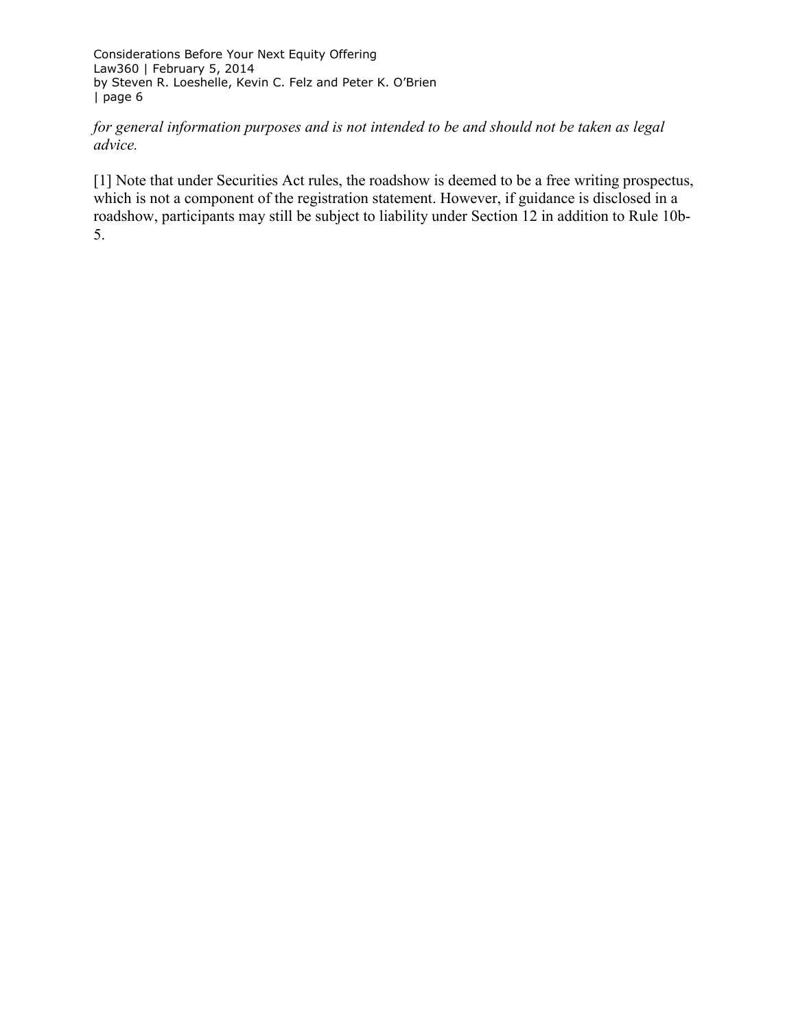*for general information purposes and is not intended to be and should not be taken as legal advice.*

[1] Note that under Securities Act rules, the roadshow is deemed to be a free writing prospectus, which is not a component of the registration statement. However, if guidance is disclosed in a roadshow, participants may still be subject to liability under Section 12 in addition to Rule 10b-5.